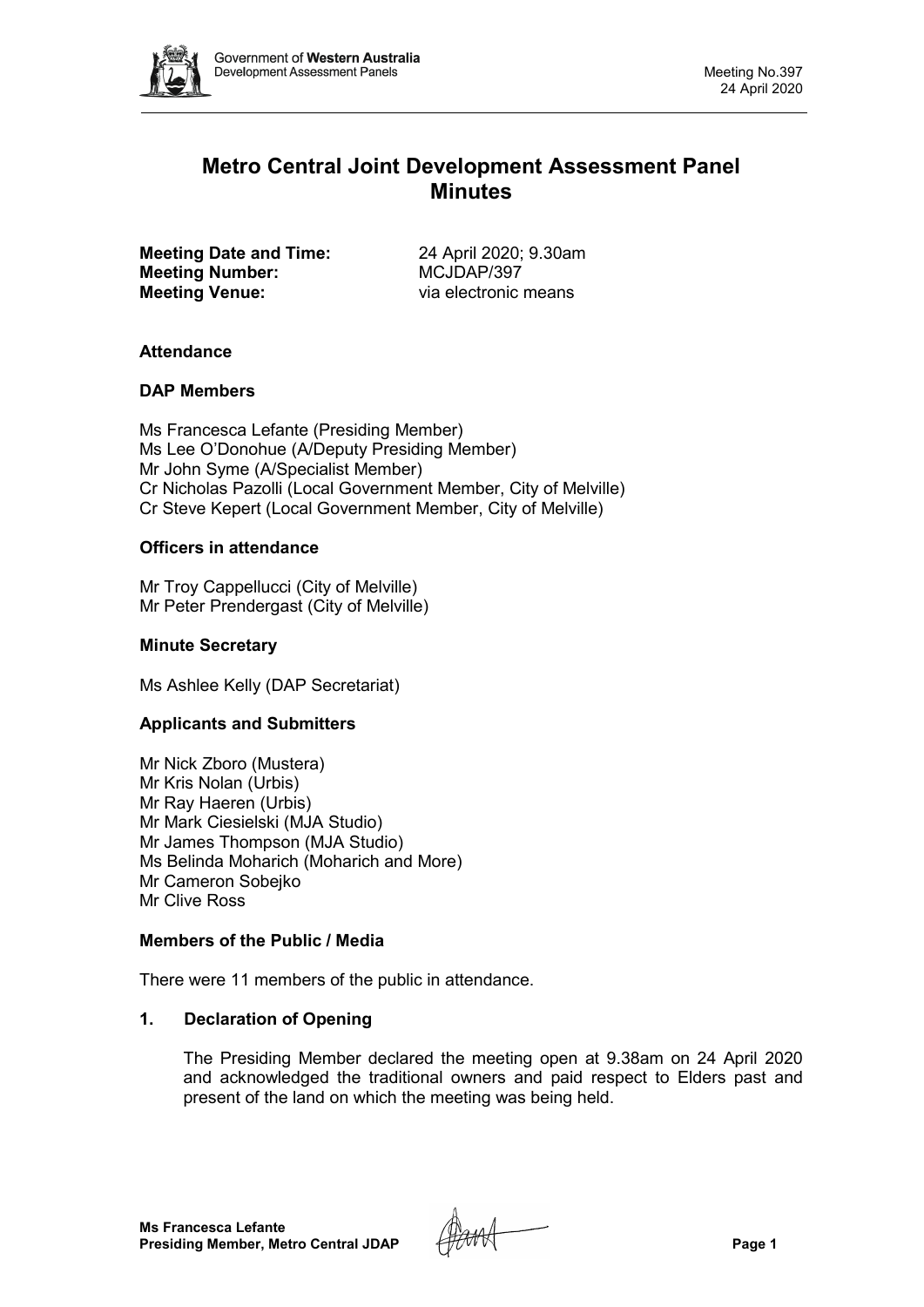# Metro Central Joint Development Assessment Panel Minutes

**Meeting Date and Time:** 24 April 2020; 9.30am
**Meeting Number:** MCJDAP/397
**Meeting Venue:** via electronic means

### Attendance

### DAP Members

Ms Francesca Lefante (Presiding Member)
Ms Lee O'Donohue (A/Deputy Presiding Member)
Mr John Syme (A/Specialist Member)
Cr Nicholas Pazolli (Local Government Member, City of Melville)
Cr Steve Kepert (Local Government Member, City of Melville)

### Officers in attendance

Mr Troy Cappellucci (City of Melville)
Mr Peter Prendergast (City of Melville)

### Minute Secretary

Ms Ashlee Kelly (DAP Secretariat)

### Applicants and Submitters

Mr Nick Zboro (Mustera)
Mr Kris Nolan (Urbis)
Mr Ray Haeren (Urbis)
Mr Mark Ciesielski (MJA Studio)
Mr James Thompson (MJA Studio)
Ms Belinda Moharich (Moharich and More)
Mr Cameron Sobejko
Mr Clive Ross

### Members of the Public / Media

There were 11 members of the public in attendance.

### 1. Declaration of Opening

The Presiding Member declared the meeting open at 9.38am on 24 April 2020 and acknowledged the traditional owners and paid respect to Elders past and present of the land on which the meeting was being held.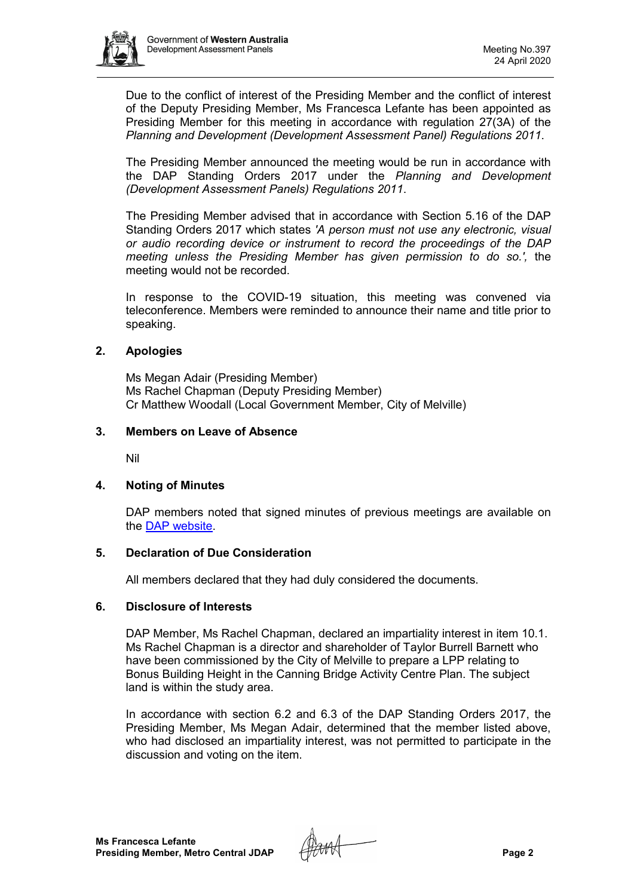Due to the conflict of interest of the Presiding Member and the conflict of interest of the Deputy Presiding Member, Ms Francesca Lefante has been appointed as Presiding Member for this meeting in accordance with regulation 27(3A) of the *Planning and Development (Development Assessment Panel) Regulations 2011*.

The Presiding Member announced the meeting would be run in accordance with the DAP Standing Orders 2017 under the *Planning and Development (Development Assessment Panels) Regulations 2011*.

The Presiding Member advised that in accordance with Section 5.16 of the DAP Standing Orders 2017 which states *'A person must not use any electronic, visual or audio recording device or instrument to record the proceedings of the DAP meeting unless the Presiding Member has given permission to do so.',* the meeting would not be recorded.

In response to the COVID-19 situation, this meeting was convened via teleconference. Members were reminded to announce their name and title prior to speaking.

## 2. Apologies

Ms Megan Adair (Presiding Member)
Ms Rachel Chapman (Deputy Presiding Member)
Cr Matthew Woodall (Local Government Member, City of Melville)

## 3. Members on Leave of Absence

Nil

## 4. Noting of Minutes

DAP members noted that signed minutes of previous meetings are available on the DAP website.

## 5. Declaration of Due Consideration

All members declared that they had duly considered the documents.

## 6. Disclosure of Interests

DAP Member, Ms Rachel Chapman, declared an impartiality interest in item 10.1. Ms Rachel Chapman is a director and shareholder of Taylor Burrell Barnett who have been commissioned by the City of Melville to prepare a LPP relating to Bonus Building Height in the Canning Bridge Activity Centre Plan. The subject land is within the study area.

In accordance with section 6.2 and 6.3 of the DAP Standing Orders 2017, the Presiding Member, Ms Megan Adair, determined that the member listed above, who had disclosed an impartiality interest, was not permitted to participate in the discussion and voting on the item.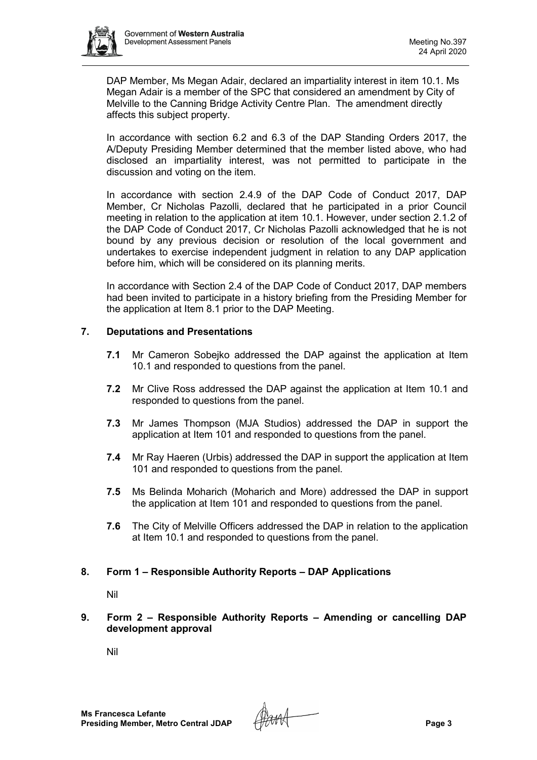DAP Member, Ms Megan Adair, declared an impartiality interest in item 10.1. Ms Megan Adair is a member of the SPC that considered an amendment by City of Melville to the Canning Bridge Activity Centre Plan. The amendment directly affects this subject property.

In accordance with section 6.2 and 6.3 of the DAP Standing Orders 2017, the A/Deputy Presiding Member determined that the member listed above, who had disclosed an impartiality interest, was not permitted to participate in the discussion and voting on the item.

In accordance with section 2.4.9 of the DAP Code of Conduct 2017, DAP Member, Cr Nicholas Pazolli, declared that he participated in a prior Council meeting in relation to the application at item 10.1. However, under section 2.1.2 of the DAP Code of Conduct 2017, Cr Nicholas Pazolli acknowledged that he is not bound by any previous decision or resolution of the local government and undertakes to exercise independent judgment in relation to any DAP application before him, which will be considered on its planning merits.

In accordance with Section 2.4 of the DAP Code of Conduct 2017, DAP members had been invited to participate in a history briefing from the Presiding Member for the application at Item 8.1 prior to the DAP Meeting.

## 7. Deputations and Presentations

**7.1** Mr Cameron Sobejko addressed the DAP against the application at Item 10.1 and responded to questions from the panel.

**7.2** Mr Clive Ross addressed the DAP against the application at Item 10.1 and responded to questions from the panel.

**7.3** Mr James Thompson (MJA Studios) addressed the DAP in support the application at Item 101 and responded to questions from the panel.

**7.4** Mr Ray Haeren (Urbis) addressed the DAP in support the application at Item 101 and responded to questions from the panel.

**7.5** Ms Belinda Moharich (Moharich and More) addressed the DAP in support the application at Item 101 and responded to questions from the panel.

**7.6** The City of Melville Officers addressed the DAP in relation to the application at Item 10.1 and responded to questions from the panel.

## 8. Form 1 – Responsible Authority Reports – DAP Applications

Nil

## 9. Form 2 – Responsible Authority Reports – Amending or cancelling DAP development approval

Nil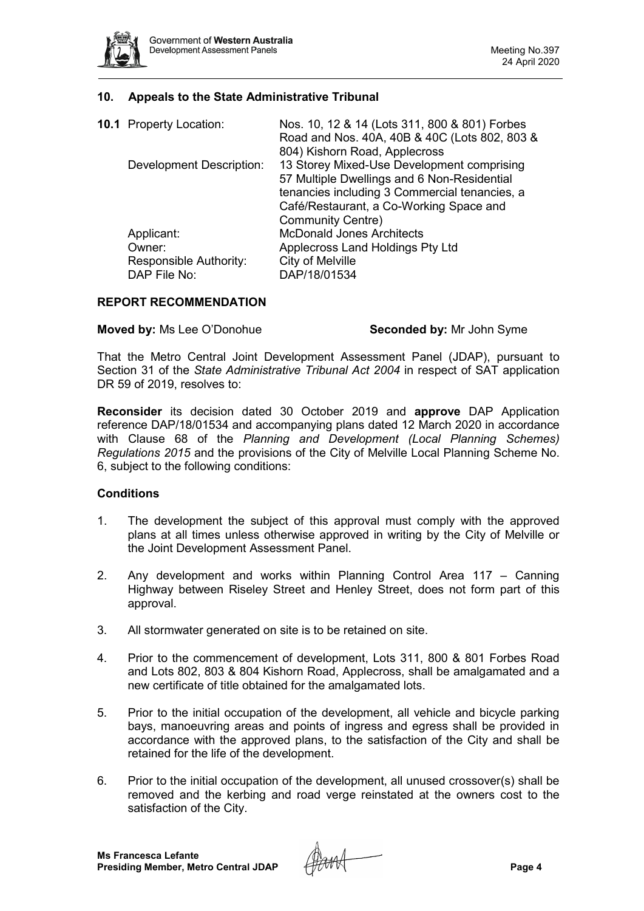## 10. Appeals to the State Administrative Tribunal

**10.1** Property Location: Nos. 10, 12 & 14 (Lots 311, 800 & 801) Forbes Road and Nos. 40A, 40B & 40C (Lots 802, 803 & 804) Kishorn Road, Applecross

Development Description: 13 Storey Mixed-Use Development comprising 57 Multiple Dwellings and 6 Non-Residential tenancies including 3 Commercial tenancies, a Café/Restaurant, a Co-Working Space and Community Centre)

Applicant: McDonald Jones Architects

Owner: Applecross Land Holdings Pty Ltd

Responsible Authority: City of Melville

DAP File No: DAP/18/01534

### REPORT RECOMMENDATION

**Moved by:** Ms Lee O'Donohue **Seconded by:** Mr John Syme

That the Metro Central Joint Development Assessment Panel (JDAP), pursuant to Section 31 of the *State Administrative Tribunal Act 2004* in respect of SAT application DR 59 of 2019, resolves to:

**Reconsider** its decision dated 30 October 2019 and **approve** DAP Application reference DAP/18/01534 and accompanying plans dated 12 March 2020 in accordance with Clause 68 of the *Planning and Development (Local Planning Schemes) Regulations 2015* and the provisions of the City of Melville Local Planning Scheme No. 6, subject to the following conditions:

### Conditions

1. The development the subject of this approval must comply with the approved plans at all times unless otherwise approved in writing by the City of Melville or the Joint Development Assessment Panel.
2. Any development and works within Planning Control Area 117 – Canning Highway between Riseley Street and Henley Street, does not form part of this approval.
3. All stormwater generated on site is to be retained on site.
4. Prior to the commencement of development, Lots 311, 800 & 801 Forbes Road and Lots 802, 803 & 804 Kishorn Road, Applecross, shall be amalgamated and a new certificate of title obtained for the amalgamated lots.
5. Prior to the initial occupation of the development, all vehicle and bicycle parking bays, manoeuvring areas and points of ingress and egress shall be provided in accordance with the approved plans, to the satisfaction of the City and shall be retained for the life of the development.
6. Prior to the initial occupation of the development, all unused crossover(s) shall be removed and the kerbing and road verge reinstated at the owners cost to the satisfaction of the City.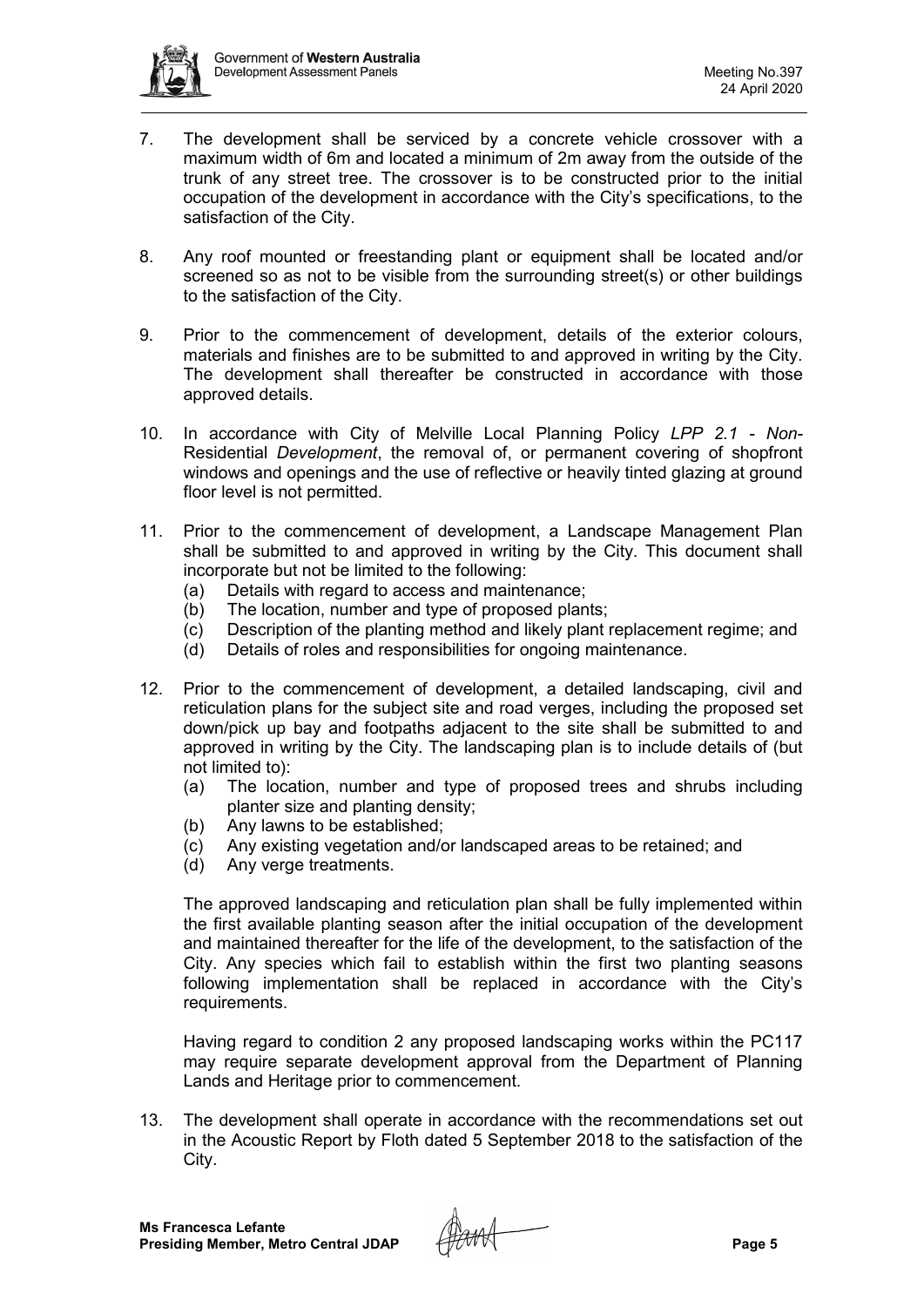7. The development shall be serviced by a concrete vehicle crossover with a maximum width of 6m and located a minimum of 2m away from the outside of the trunk of any street tree. The crossover is to be constructed prior to the initial occupation of the development in accordance with the City's specifications, to the satisfaction of the City.

8. Any roof mounted or freestanding plant or equipment shall be located and/or screened so as not to be visible from the surrounding street(s) or other buildings to the satisfaction of the City.

9. Prior to the commencement of development, details of the exterior colours, materials and finishes are to be submitted to and approved in writing by the City. The development shall thereafter be constructed in accordance with those approved details.

10. In accordance with City of Melville Local Planning Policy *LPP 2.1 - Non-*Residential *Development*, the removal of, or permanent covering of shopfront windows and openings and the use of reflective or heavily tinted glazing at ground floor level is not permitted.

11. Prior to the commencement of development, a Landscape Management Plan shall be submitted to and approved in writing by the City. This document shall incorporate but not be limited to the following:
    (a) Details with regard to access and maintenance;
    (b) The location, number and type of proposed plants;
    (c) Description of the planting method and likely plant replacement regime; and
    (d) Details of roles and responsibilities for ongoing maintenance.

12. Prior to the commencement of development, a detailed landscaping, civil and reticulation plans for the subject site and road verges, including the proposed set down/pick up bay and footpaths adjacent to the site shall be submitted to and approved in writing by the City. The landscaping plan is to include details of (but not limited to):
    (a) The location, number and type of proposed trees and shrubs including planter size and planting density;
    (b) Any lawns to be established;
    (c) Any existing vegetation and/or landscaped areas to be retained; and
    (d) Any verge treatments.

    The approved landscaping and reticulation plan shall be fully implemented within the first available planting season after the initial occupation of the development and maintained thereafter for the life of the development, to the satisfaction of the City. Any species which fail to establish within the first two planting seasons following implementation shall be replaced in accordance with the City's requirements.

    Having regard to condition 2 any proposed landscaping works within the PC117 may require separate development approval from the Department of Planning Lands and Heritage prior to commencement.

13. The development shall operate in accordance with the recommendations set out in the Acoustic Report by Floth dated 5 September 2018 to the satisfaction of the City.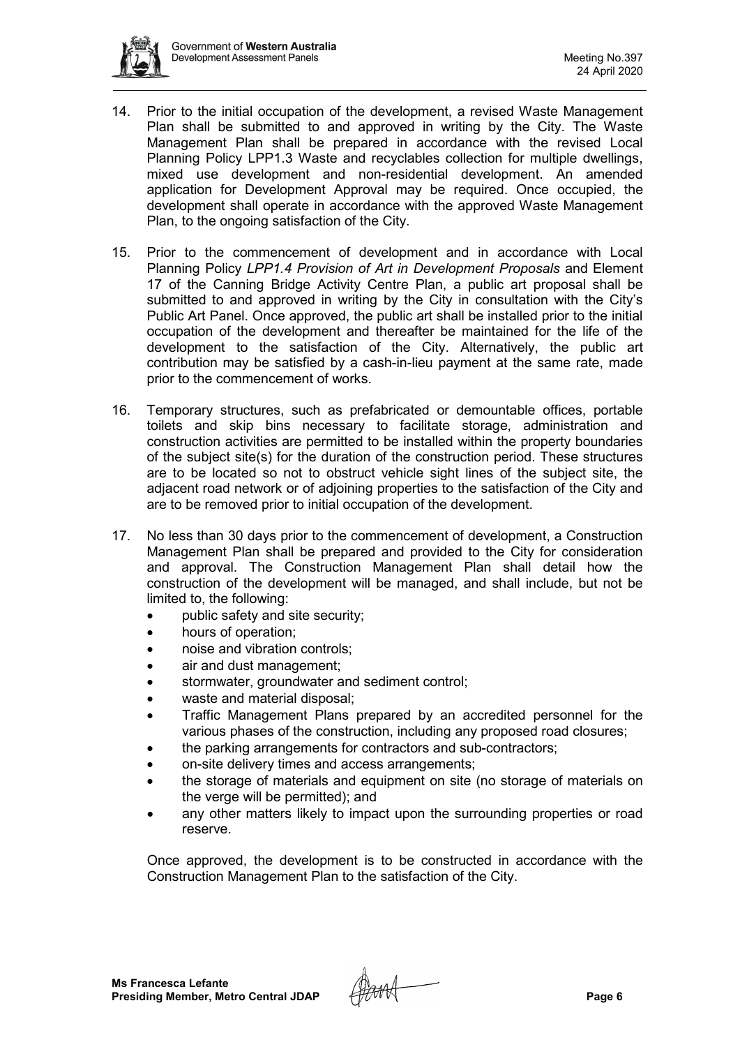14. Prior to the initial occupation of the development, a revised Waste Management Plan shall be submitted to and approved in writing by the City. The Waste Management Plan shall be prepared in accordance with the revised Local Planning Policy LPP1.3 Waste and recyclables collection for multiple dwellings, mixed use development and non-residential development. An amended application for Development Approval may be required. Once occupied, the development shall operate in accordance with the approved Waste Management Plan, to the ongoing satisfaction of the City.

15. Prior to the commencement of development and in accordance with Local Planning Policy *LPP1.4 Provision of Art in Development Proposals* and Element 17 of the Canning Bridge Activity Centre Plan, a public art proposal shall be submitted to and approved in writing by the City in consultation with the City's Public Art Panel. Once approved, the public art shall be installed prior to the initial occupation of the development and thereafter be maintained for the life of the development to the satisfaction of the City. Alternatively, the public art contribution may be satisfied by a cash-in-lieu payment at the same rate, made prior to the commencement of works.

16. Temporary structures, such as prefabricated or demountable offices, portable toilets and skip bins necessary to facilitate storage, administration and construction activities are permitted to be installed within the property boundaries of the subject site(s) for the duration of the construction period. These structures are to be located so not to obstruct vehicle sight lines of the subject site, the adjacent road network or of adjoining properties to the satisfaction of the City and are to be removed prior to initial occupation of the development.

17. No less than 30 days prior to the commencement of development, a Construction Management Plan shall be prepared and provided to the City for consideration and approval. The Construction Management Plan shall detail how the construction of the development will be managed, and shall include, but not be limited to, the following:
    - public safety and site security;
    - hours of operation;
    - noise and vibration controls;
    - air and dust management;
    - stormwater, groundwater and sediment control;
    - waste and material disposal;
    - Traffic Management Plans prepared by an accredited personnel for the various phases of the construction, including any proposed road closures;
    - the parking arrangements for contractors and sub-contractors;
    - on-site delivery times and access arrangements;
    - the storage of materials and equipment on site (no storage of materials on the verge will be permitted); and
    - any other matters likely to impact upon the surrounding properties or road reserve.

    Once approved, the development is to be constructed in accordance with the Construction Management Plan to the satisfaction of the City.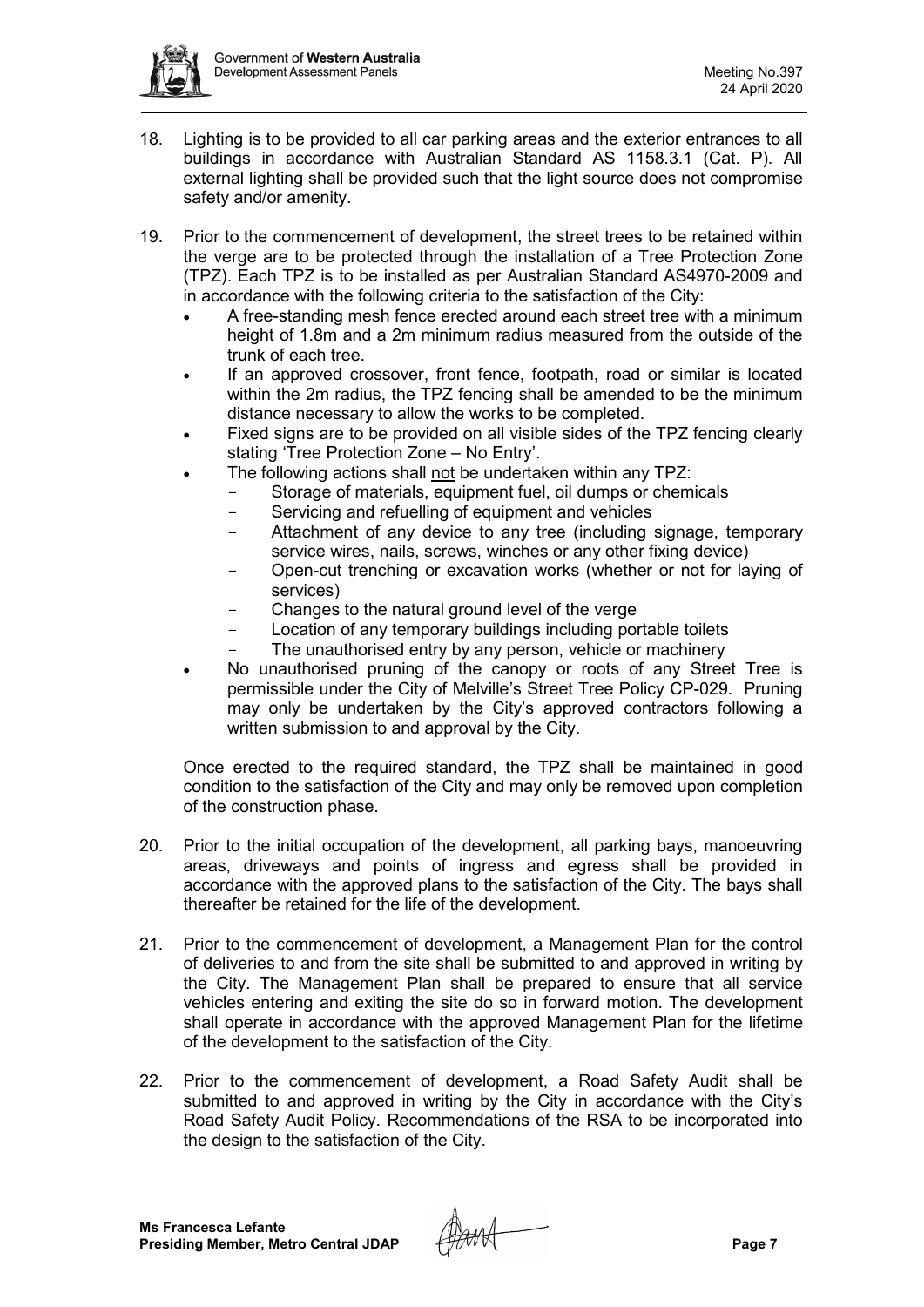18. Lighting is to be provided to all car parking areas and the exterior entrances to all buildings in accordance with Australian Standard AS 1158.3.1 (Cat. P). All external lighting shall be provided such that the light source does not compromise safety and/or amenity.

19. Prior to the commencement of development, the street trees to be retained within the verge are to be protected through the installation of a Tree Protection Zone (TPZ). Each TPZ is to be installed as per Australian Standard AS4970-2009 and in accordance with the following criteria to the satisfaction of the City:
    - A free-standing mesh fence erected around each street tree with a minimum height of 1.8m and a 2m minimum radius measured from the outside of the trunk of each tree.
    - If an approved crossover, front fence, footpath, road or similar is located within the 2m radius, the TPZ fencing shall be amended to be the minimum distance necessary to allow the works to be completed.
    - Fixed signs are to be provided on all visible sides of the TPZ fencing clearly stating 'Tree Protection Zone – No Entry'.
    - The following actions shall not be undertaken within any TPZ:
        - Storage of materials, equipment fuel, oil dumps or chemicals
        - Servicing and refuelling of equipment and vehicles
        - Attachment of any device to any tree (including signage, temporary service wires, nails, screws, winches or any other fixing device)
        - Open-cut trenching or excavation works (whether or not for laying of services)
        - Changes to the natural ground level of the verge
        - Location of any temporary buildings including portable toilets
        - The unauthorised entry by any person, vehicle or machinery
    - No unauthorised pruning of the canopy or roots of any Street Tree is permissible under the City of Melville's Street Tree Policy CP-029. Pruning may only be undertaken by the City's approved contractors following a written submission to and approval by the City.

    Once erected to the required standard, the TPZ shall be maintained in good condition to the satisfaction of the City and may only be removed upon completion of the construction phase.

20. Prior to the initial occupation of the development, all parking bays, manoeuvring areas, driveways and points of ingress and egress shall be provided in accordance with the approved plans to the satisfaction of the City. The bays shall thereafter be retained for the life of the development.

21. Prior to the commencement of development, a Management Plan for the control of deliveries to and from the site shall be submitted to and approved in writing by the City. The Management Plan shall be prepared to ensure that all service vehicles entering and exiting the site do so in forward motion. The development shall operate in accordance with the approved Management Plan for the lifetime of the development to the satisfaction of the City.

22. Prior to the commencement of development, a Road Safety Audit shall be submitted to and approved in writing by the City in accordance with the City's Road Safety Audit Policy. Recommendations of the RSA to be incorporated into the design to the satisfaction of the City.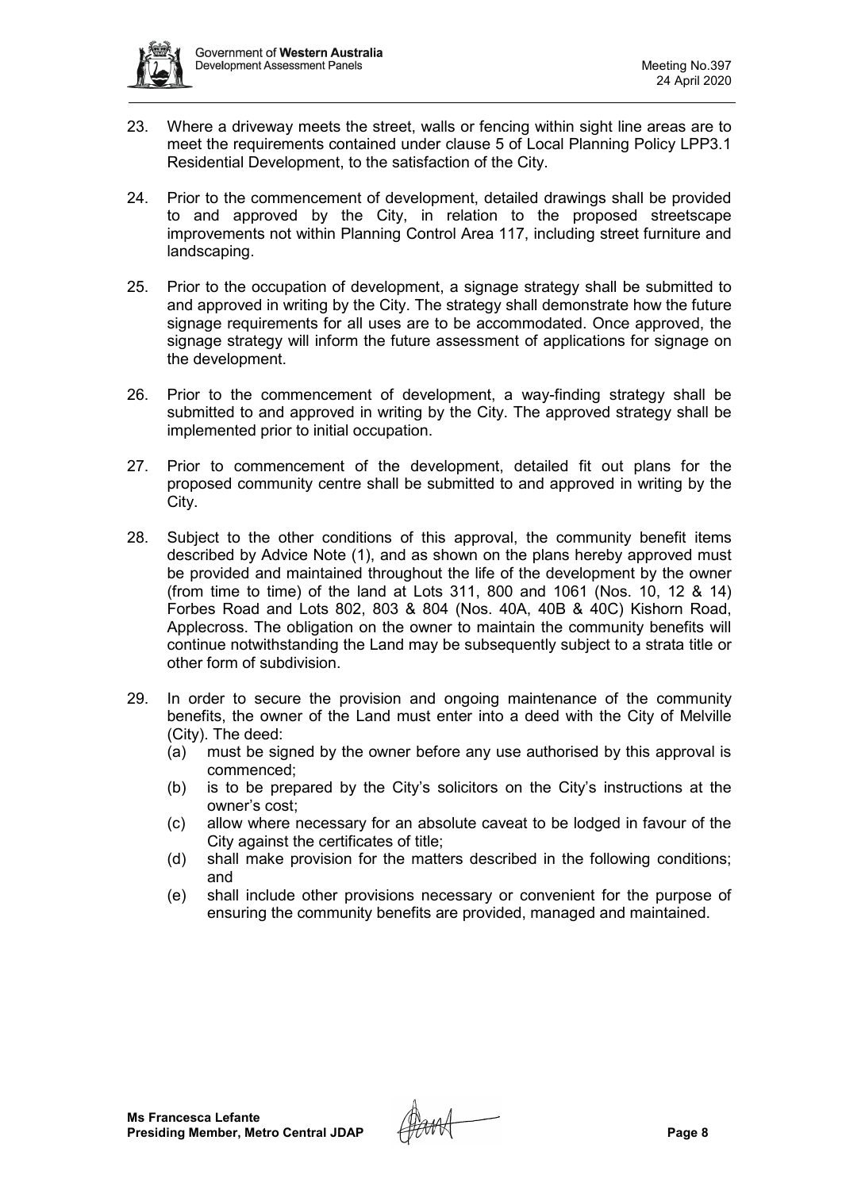23. Where a driveway meets the street, walls or fencing within sight line areas are to meet the requirements contained under clause 5 of Local Planning Policy LPP3.1 Residential Development, to the satisfaction of the City.

24. Prior to the commencement of development, detailed drawings shall be provided to and approved by the City, in relation to the proposed streetscape improvements not within Planning Control Area 117, including street furniture and landscaping.

25. Prior to the occupation of development, a signage strategy shall be submitted to and approved in writing by the City. The strategy shall demonstrate how the future signage requirements for all uses are to be accommodated. Once approved, the signage strategy will inform the future assessment of applications for signage on the development.

26. Prior to the commencement of development, a way-finding strategy shall be submitted to and approved in writing by the City. The approved strategy shall be implemented prior to initial occupation.

27. Prior to commencement of the development, detailed fit out plans for the proposed community centre shall be submitted to and approved in writing by the City.

28. Subject to the other conditions of this approval, the community benefit items described by Advice Note (1), and as shown on the plans hereby approved must be provided and maintained throughout the life of the development by the owner (from time to time) of the land at Lots 311, 800 and 1061 (Nos. 10, 12 & 14) Forbes Road and Lots 802, 803 & 804 (Nos. 40A, 40B & 40C) Kishorn Road, Applecross. The obligation on the owner to maintain the community benefits will continue notwithstanding the Land may be subsequently subject to a strata title or other form of subdivision.

29. In order to secure the provision and ongoing maintenance of the community benefits, the owner of the Land must enter into a deed with the City of Melville (City). The deed:
    (a) must be signed by the owner before any use authorised by this approval is commenced;
    (b) is to be prepared by the City's solicitors on the City's instructions at the owner's cost;
    (c) allow where necessary for an absolute caveat to be lodged in favour of the City against the certificates of title;
    (d) shall make provision for the matters described in the following conditions; and
    (e) shall include other provisions necessary or convenient for the purpose of ensuring the community benefits are provided, managed and maintained.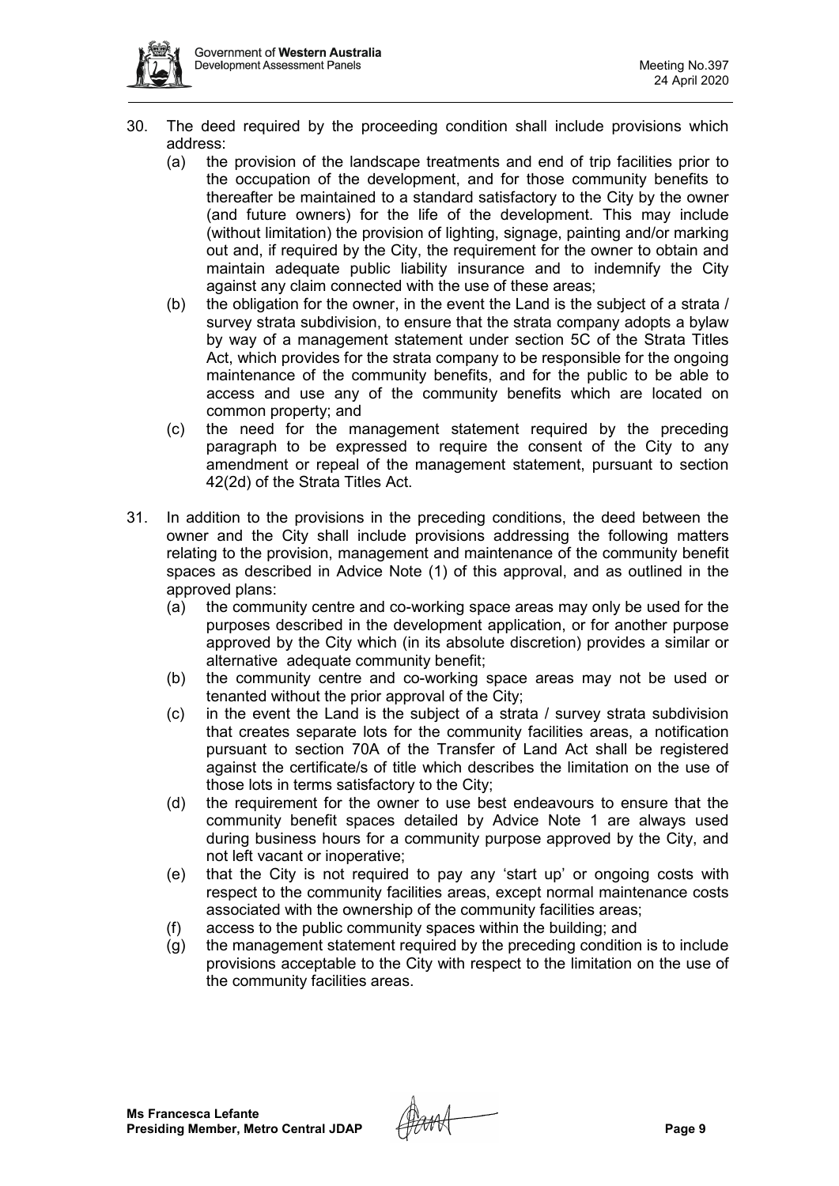30. The deed required by the proceeding condition shall include provisions which address:
    (a) the provision of the landscape treatments and end of trip facilities prior to the occupation of the development, and for those community benefits to thereafter be maintained to a standard satisfactory to the City by the owner (and future owners) for the life of the development. This may include (without limitation) the provision of lighting, signage, painting and/or marking out and, if required by the City, the requirement for the owner to obtain and maintain adequate public liability insurance and to indemnify the City against any claim connected with the use of these areas;
    (b) the obligation for the owner, in the event the Land is the subject of a strata / survey strata subdivision, to ensure that the strata company adopts a bylaw by way of a management statement under section 5C of the Strata Titles Act, which provides for the strata company to be responsible for the ongoing maintenance of the community benefits, and for the public to be able to access and use any of the community benefits which are located on common property; and
    (c) the need for the management statement required by the preceding paragraph to be expressed to require the consent of the City to any amendment or repeal of the management statement, pursuant to section 42(2d) of the Strata Titles Act.

31. In addition to the provisions in the preceding conditions, the deed between the owner and the City shall include provisions addressing the following matters relating to the provision, management and maintenance of the community benefit spaces as described in Advice Note (1) of this approval, and as outlined in the approved plans:
    (a) the community centre and co-working space areas may only be used for the purposes described in the development application, or for another purpose approved by the City which (in its absolute discretion) provides a similar or alternative adequate community benefit;
    (b) the community centre and co-working space areas may not be used or tenanted without the prior approval of the City;
    (c) in the event the Land is the subject of a strata / survey strata subdivision that creates separate lots for the community facilities areas, a notification pursuant to section 70A of the Transfer of Land Act shall be registered against the certificate/s of title which describes the limitation on the use of those lots in terms satisfactory to the City;
    (d) the requirement for the owner to use best endeavours to ensure that the community benefit spaces detailed by Advice Note 1 are always used during business hours for a community purpose approved by the City, and not left vacant or inoperative;
    (e) that the City is not required to pay any 'start up' or ongoing costs with respect to the community facilities areas, except normal maintenance costs associated with the ownership of the community facilities areas;
    (f) access to the public community spaces within the building; and
    (g) the management statement required by the preceding condition is to include provisions acceptable to the City with respect to the limitation on the use of the community facilities areas.

**Ms Francesca Lefante**
**Presiding Member, Metro Central JDAP**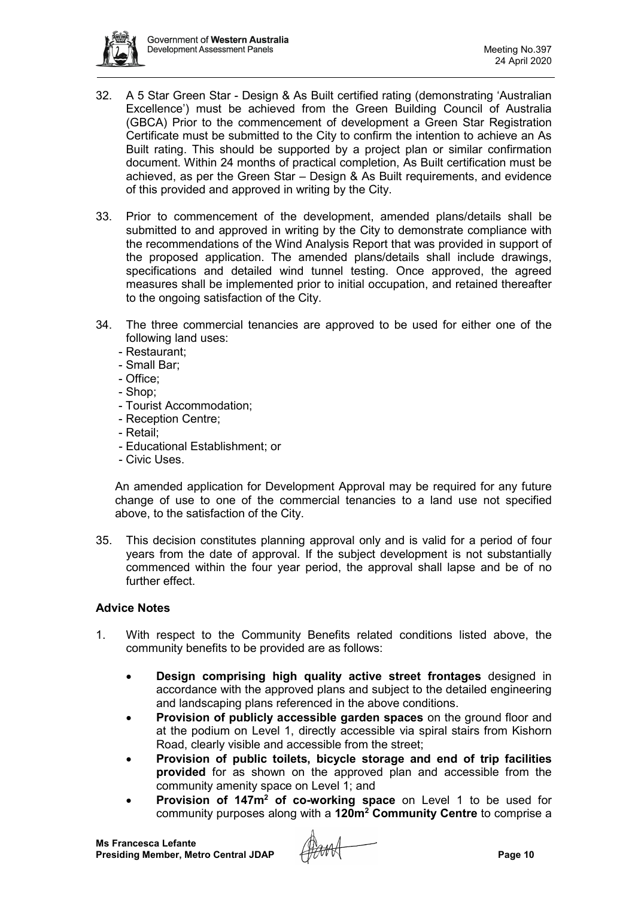32. A 5 Star Green Star - Design & As Built certified rating (demonstrating 'Australian Excellence') must be achieved from the Green Building Council of Australia (GBCA) Prior to the commencement of development a Green Star Registration Certificate must be submitted to the City to confirm the intention to achieve an As Built rating. This should be supported by a project plan or similar confirmation document. Within 24 months of practical completion, As Built certification must be achieved, as per the Green Star – Design & As Built requirements, and evidence of this provided and approved in writing by the City.

33. Prior to commencement of the development, amended plans/details shall be submitted to and approved in writing by the City to demonstrate compliance with the recommendations of the Wind Analysis Report that was provided in support of the proposed application. The amended plans/details shall include drawings, specifications and detailed wind tunnel testing. Once approved, the agreed measures shall be implemented prior to initial occupation, and retained thereafter to the ongoing satisfaction of the City.

34. The three commercial tenancies are approved to be used for either one of the following land uses:
    - Restaurant;
    - Small Bar;
    - Office;
    - Shop;
    - Tourist Accommodation;
    - Reception Centre;
    - Retail;
    - Educational Establishment; or
    - Civic Uses.

    An amended application for Development Approval may be required for any future change of use to one of the commercial tenancies to a land use not specified above, to the satisfaction of the City.

35. This decision constitutes planning approval only and is valid for a period of four years from the date of approval. If the subject development is not substantially commenced within the four year period, the approval shall lapse and be of no further effect.

**Advice Notes**

1. With respect to the Community Benefits related conditions listed above, the community benefits to be provided are as follows:

    - **Design comprising high quality active street frontages** designed in accordance with the approved plans and subject to the detailed engineering and landscaping plans referenced in the above conditions.
    - **Provision of publicly accessible garden spaces** on the ground floor and at the podium on Level 1, directly accessible via spiral stairs from Kishorn Road, clearly visible and accessible from the street;
    - **Provision of public toilets, bicycle storage and end of trip facilities provided** for as shown on the approved plan and accessible from the community amenity space on Level 1; and
    - **Provision of 147m² of co-working space** on Level 1 to be used for community purposes along with a **120m² Community Centre** to comprise a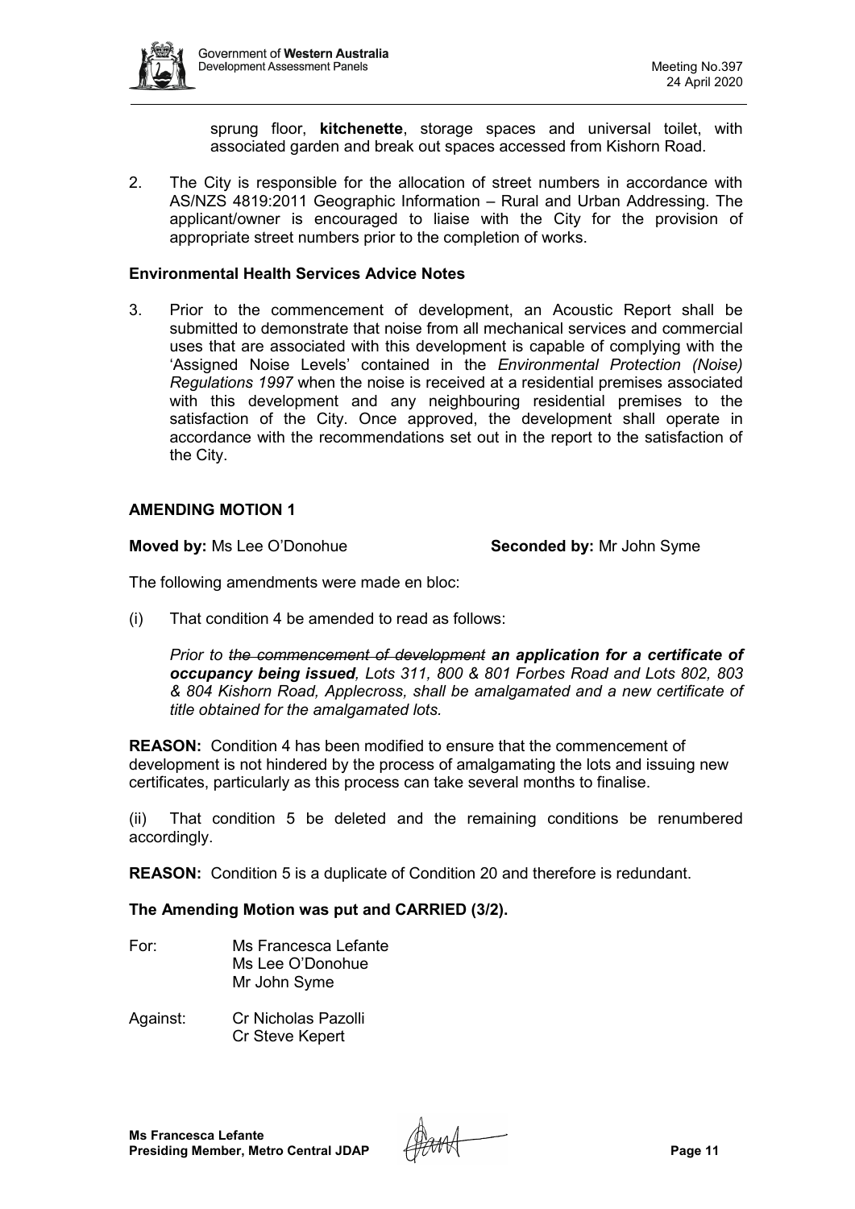sprung floor, **kitchenette**, storage spaces and universal toilet, with associated garden and break out spaces accessed from Kishorn Road.

2. The City is responsible for the allocation of street numbers in accordance with AS/NZS 4819:2011 Geographic Information – Rural and Urban Addressing. The applicant/owner is encouraged to liaise with the City for the provision of appropriate street numbers prior to the completion of works.

**Environmental Health Services Advice Notes**

3. Prior to the commencement of development, an Acoustic Report shall be submitted to demonstrate that noise from all mechanical services and commercial uses that are associated with this development is capable of complying with the 'Assigned Noise Levels' contained in the *Environmental Protection (Noise) Regulations 1997* when the noise is received at a residential premises associated with this development and any neighbouring residential premises to the satisfaction of the City. Once approved, the development shall operate in accordance with the recommendations set out in the report to the satisfaction of the City.

**AMENDING MOTION 1**

**Moved by:** Ms Lee O'Donohue **Seconded by:** Mr John Syme

The following amendments were made en bloc:

(i) That condition 4 be amended to read as follows:

*Prior to ~~the commencement of development~~ **an application for a certificate of occupancy being issued**, Lots 311, 800 & 801 Forbes Road and Lots 802, 803 & 804 Kishorn Road, Applecross, shall be amalgamated and a new certificate of title obtained for the amalgamated lots.*

**REASON:** Condition 4 has been modified to ensure that the commencement of development is not hindered by the process of amalgamating the lots and issuing new certificates, particularly as this process can take several months to finalise.

(ii) That condition 5 be deleted and the remaining conditions be renumbered accordingly.

**REASON:** Condition 5 is a duplicate of Condition 20 and therefore is redundant.

**The Amending Motion was put and CARRIED (3/2).**

For: Ms Francesca Lefante
Ms Lee O'Donohue
Mr John Syme

Against: Cr Nicholas Pazolli
Cr Steve Kepert

**Ms Francesca Lefante**
**Presiding Member, Metro Central JDAP**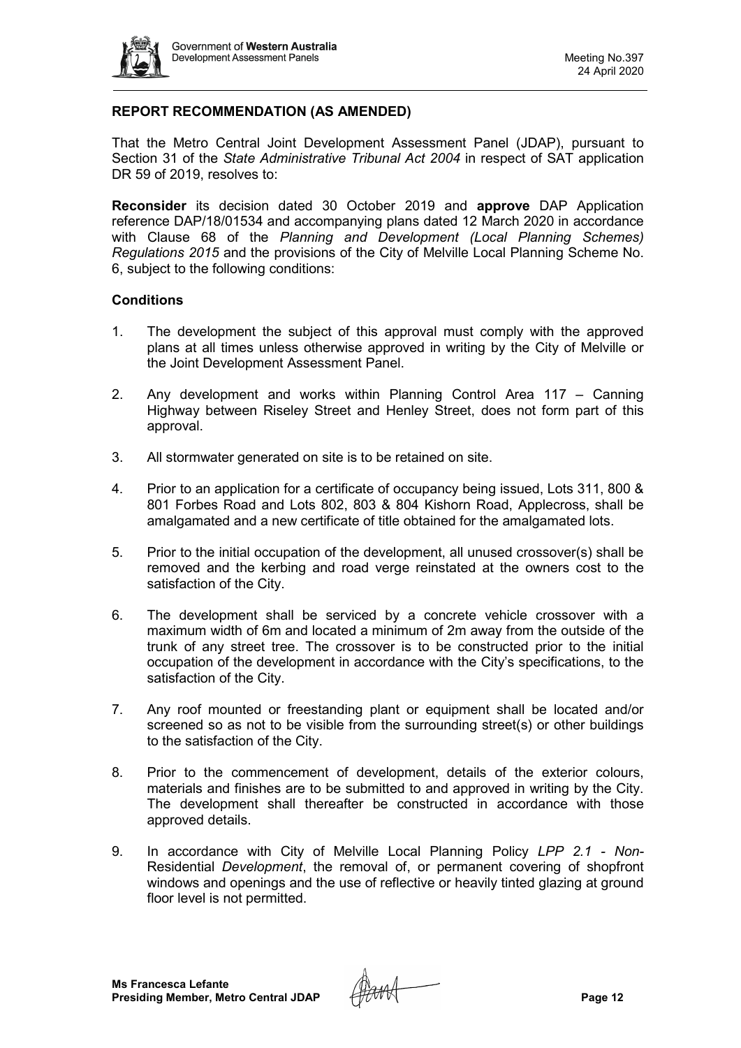**REPORT RECOMMENDATION (AS AMENDED)**

That the Metro Central Joint Development Assessment Panel (JDAP), pursuant to Section 31 of the *State Administrative Tribunal Act 2004* in respect of SAT application DR 59 of 2019, resolves to:

**Reconsider** its decision dated 30 October 2019 and **approve** DAP Application reference DAP/18/01534 and accompanying plans dated 12 March 2020 in accordance with Clause 68 of the *Planning and Development (Local Planning Schemes) Regulations 2015* and the provisions of the City of Melville Local Planning Scheme No. 6, subject to the following conditions:

**Conditions**

1. The development the subject of this approval must comply with the approved plans at all times unless otherwise approved in writing by the City of Melville or the Joint Development Assessment Panel.

2. Any development and works within Planning Control Area 117 – Canning Highway between Riseley Street and Henley Street, does not form part of this approval.

3. All stormwater generated on site is to be retained on site.

4. Prior to an application for a certificate of occupancy being issued, Lots 311, 800 & 801 Forbes Road and Lots 802, 803 & 804 Kishorn Road, Applecross, shall be amalgamated and a new certificate of title obtained for the amalgamated lots.

5. Prior to the initial occupation of the development, all unused crossover(s) shall be removed and the kerbing and road verge reinstated at the owners cost to the satisfaction of the City.

6. The development shall be serviced by a concrete vehicle crossover with a maximum width of 6m and located a minimum of 2m away from the outside of the trunk of any street tree. The crossover is to be constructed prior to the initial occupation of the development in accordance with the City's specifications, to the satisfaction of the City.

7. Any roof mounted or freestanding plant or equipment shall be located and/or screened so as not to be visible from the surrounding street(s) or other buildings to the satisfaction of the City.

8. Prior to the commencement of development, details of the exterior colours, materials and finishes are to be submitted to and approved in writing by the City. The development shall thereafter be constructed in accordance with those approved details.

9. In accordance with City of Melville Local Planning Policy *LPP 2.1 - Non-*Residential *Development*, the removal of, or permanent covering of shopfront windows and openings and the use of reflective or heavily tinted glazing at ground floor level is not permitted.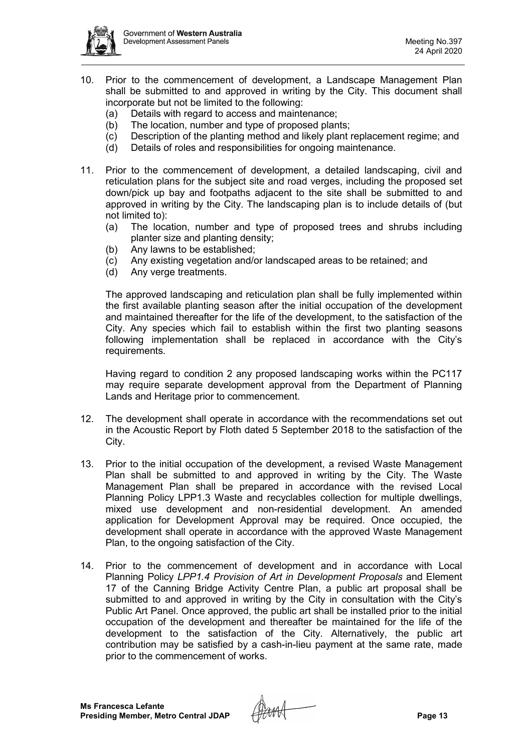10. Prior to the commencement of development, a Landscape Management Plan shall be submitted to and approved in writing by the City. This document shall incorporate but not be limited to the following:
    (a) Details with regard to access and maintenance;
    (b) The location, number and type of proposed plants;
    (c) Description of the planting method and likely plant replacement regime; and
    (d) Details of roles and responsibilities for ongoing maintenance.

11. Prior to the commencement of development, a detailed landscaping, civil and reticulation plans for the subject site and road verges, including the proposed set down/pick up bay and footpaths adjacent to the site shall be submitted to and approved in writing by the City. The landscaping plan is to include details of (but not limited to):
    (a) The location, number and type of proposed trees and shrubs including planter size and planting density;
    (b) Any lawns to be established;
    (c) Any existing vegetation and/or landscaped areas to be retained; and
    (d) Any verge treatments.

    The approved landscaping and reticulation plan shall be fully implemented within the first available planting season after the initial occupation of the development and maintained thereafter for the life of the development, to the satisfaction of the City. Any species which fail to establish within the first two planting seasons following implementation shall be replaced in accordance with the City's requirements.

    Having regard to condition 2 any proposed landscaping works within the PC117 may require separate development approval from the Department of Planning Lands and Heritage prior to commencement.

12. The development shall operate in accordance with the recommendations set out in the Acoustic Report by Floth dated 5 September 2018 to the satisfaction of the City.

13. Prior to the initial occupation of the development, a revised Waste Management Plan shall be submitted to and approved in writing by the City. The Waste Management Plan shall be prepared in accordance with the revised Local Planning Policy LPP1.3 Waste and recyclables collection for multiple dwellings, mixed use development and non-residential development. An amended application for Development Approval may be required. Once occupied, the development shall operate in accordance with the approved Waste Management Plan, to the ongoing satisfaction of the City.

14. Prior to the commencement of development and in accordance with Local Planning Policy *LPP1.4 Provision of Art in Development Proposals* and Element 17 of the Canning Bridge Activity Centre Plan, a public art proposal shall be submitted to and approved in writing by the City in consultation with the City's Public Art Panel. Once approved, the public art shall be installed prior to the initial occupation of the development and thereafter be maintained for the life of the development to the satisfaction of the City. Alternatively, the public art contribution may be satisfied by a cash-in-lieu payment at the same rate, made prior to the commencement of works.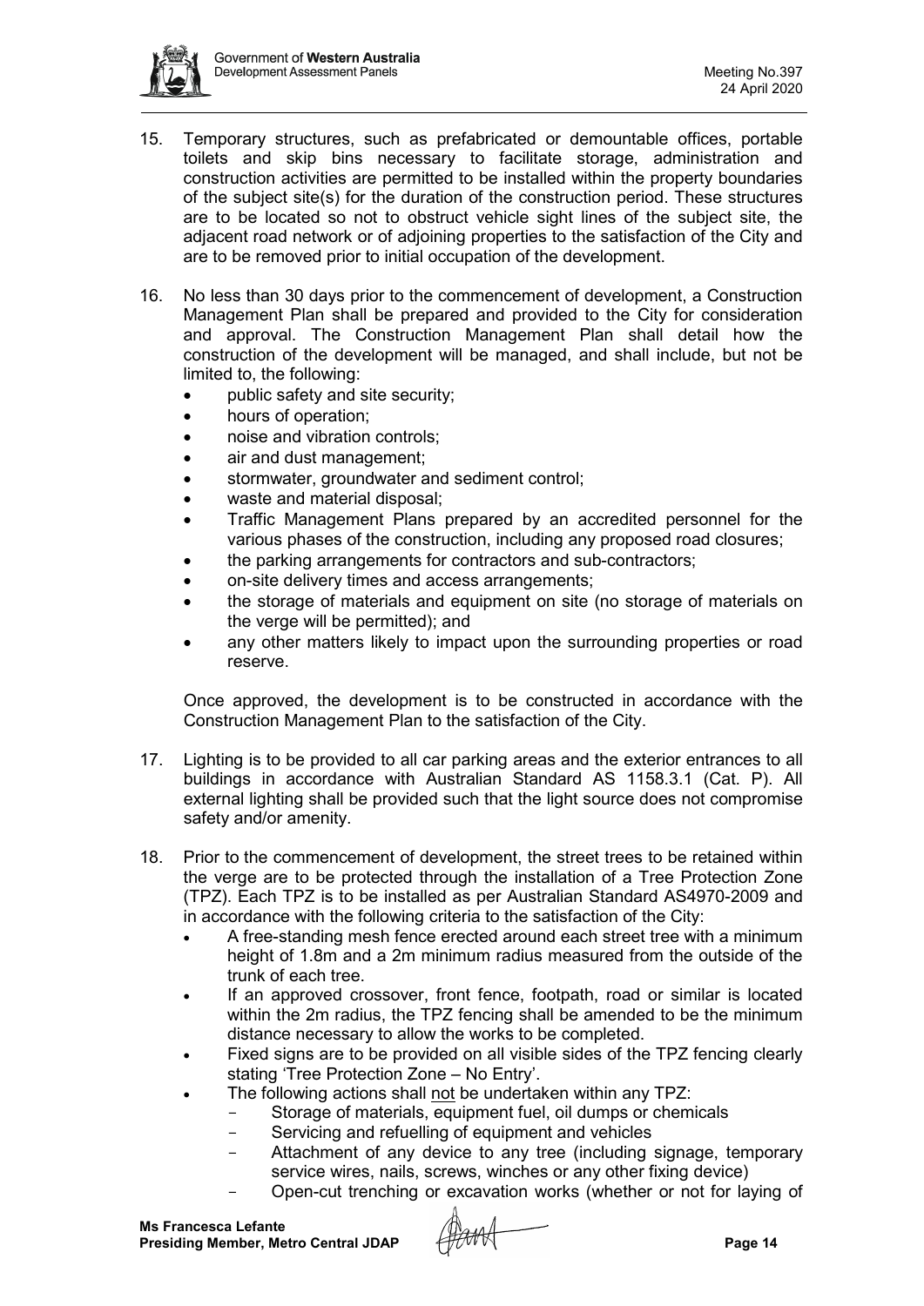15. Temporary structures, such as prefabricated or demountable offices, portable toilets and skip bins necessary to facilitate storage, administration and construction activities are permitted to be installed within the property boundaries of the subject site(s) for the duration of the construction period. These structures are to be located so not to obstruct vehicle sight lines of the subject site, the adjacent road network or of adjoining properties to the satisfaction of the City and are to be removed prior to initial occupation of the development.

16. No less than 30 days prior to the commencement of development, a Construction Management Plan shall be prepared and provided to the City for consideration and approval. The Construction Management Plan shall detail how the construction of the development will be managed, and shall include, but not be limited to, the following:
    - public safety and site security;
    - hours of operation;
    - noise and vibration controls;
    - air and dust management;
    - stormwater, groundwater and sediment control;
    - waste and material disposal;
    - Traffic Management Plans prepared by an accredited personnel for the various phases of the construction, including any proposed road closures;
    - the parking arrangements for contractors and sub-contractors;
    - on-site delivery times and access arrangements;
    - the storage of materials and equipment on site (no storage of materials on the verge will be permitted); and
    - any other matters likely to impact upon the surrounding properties or road reserve.

    Once approved, the development is to be constructed in accordance with the Construction Management Plan to the satisfaction of the City.

17. Lighting is to be provided to all car parking areas and the exterior entrances to all buildings in accordance with Australian Standard AS 1158.3.1 (Cat. P). All external lighting shall be provided such that the light source does not compromise safety and/or amenity.

18. Prior to the commencement of development, the street trees to be retained within the verge are to be protected through the installation of a Tree Protection Zone (TPZ). Each TPZ is to be installed as per Australian Standard AS4970-2009 and in accordance with the following criteria to the satisfaction of the City:
    - A free-standing mesh fence erected around each street tree with a minimum height of 1.8m and a 2m minimum radius measured from the outside of the trunk of each tree.
    - If an approved crossover, front fence, footpath, road or similar is located within the 2m radius, the TPZ fencing shall be amended to be the minimum distance necessary to allow the works to be completed.
    - Fixed signs are to be provided on all visible sides of the TPZ fencing clearly stating 'Tree Protection Zone – No Entry'.
    - The following actions shall not be undertaken within any TPZ:
        - Storage of materials, equipment fuel, oil dumps or chemicals
        - Servicing and refuelling of equipment and vehicles
        - Attachment of any device to any tree (including signage, temporary service wires, nails, screws, winches or any other fixing device)
        - Open-cut trenching or excavation works (whether or not for laying of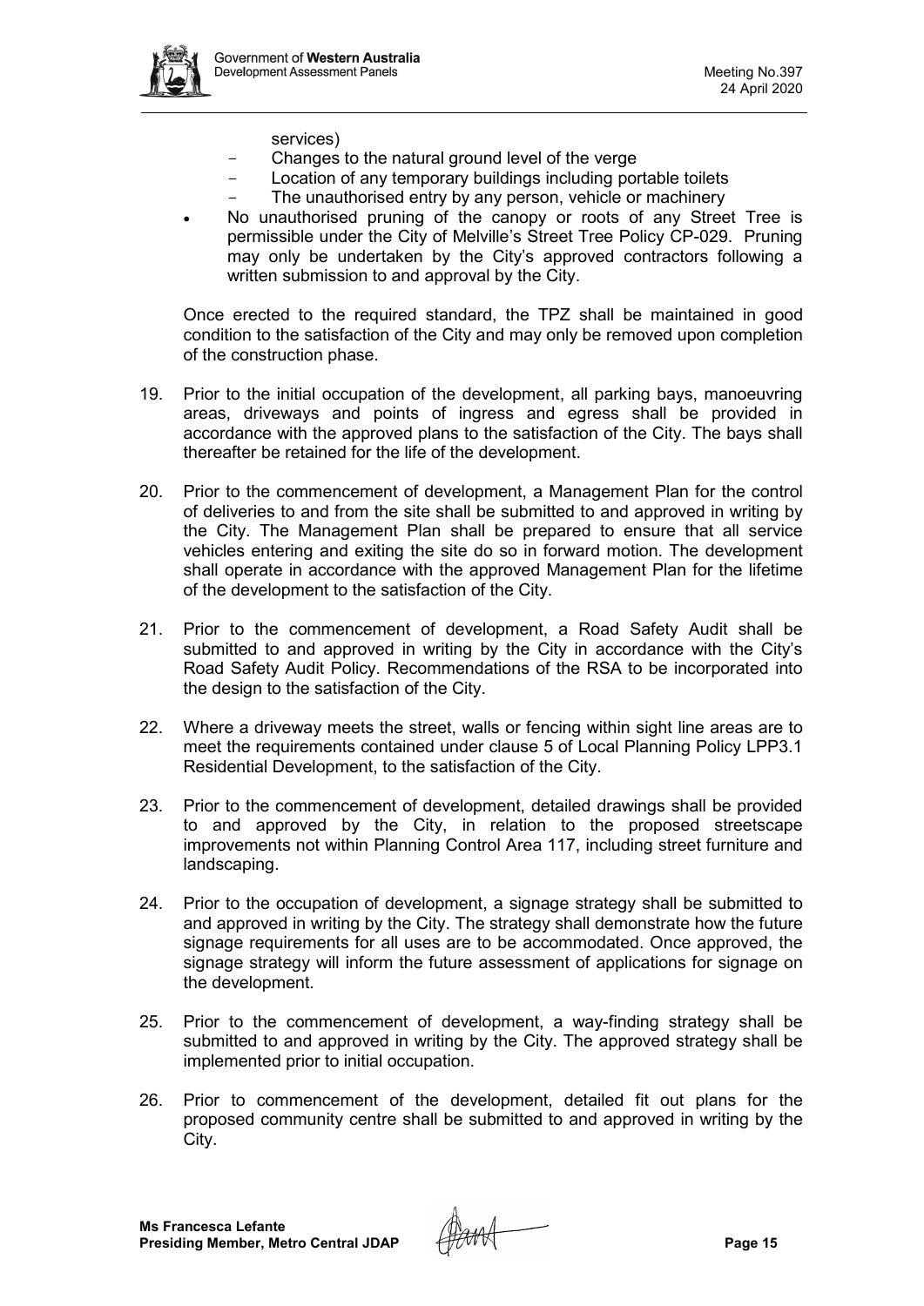services)

- Changes to the natural ground level of the verge
- Location of any temporary buildings including portable toilets
- The unauthorised entry by any person, vehicle or machinery

- No unauthorised pruning of the canopy or roots of any Street Tree is permissible under the City of Melville's Street Tree Policy CP-029. Pruning may only be undertaken by the City's approved contractors following a written submission to and approval by the City.

Once erected to the required standard, the TPZ shall be maintained in good condition to the satisfaction of the City and may only be removed upon completion of the construction phase.

19. Prior to the initial occupation of the development, all parking bays, manoeuvring areas, driveways and points of ingress and egress shall be provided in accordance with the approved plans to the satisfaction of the City. The bays shall thereafter be retained for the life of the development.

20. Prior to the commencement of development, a Management Plan for the control of deliveries to and from the site shall be submitted to and approved in writing by the City. The Management Plan shall be prepared to ensure that all service vehicles entering and exiting the site do so in forward motion. The development shall operate in accordance with the approved Management Plan for the lifetime of the development to the satisfaction of the City.

21. Prior to the commencement of development, a Road Safety Audit shall be submitted to and approved in writing by the City in accordance with the City's Road Safety Audit Policy. Recommendations of the RSA to be incorporated into the design to the satisfaction of the City.

22. Where a driveway meets the street, walls or fencing within sight line areas are to meet the requirements contained under clause 5 of Local Planning Policy LPP3.1 Residential Development, to the satisfaction of the City.

23. Prior to the commencement of development, detailed drawings shall be provided to and approved by the City, in relation to the proposed streetscape improvements not within Planning Control Area 117, including street furniture and landscaping.

24. Prior to the occupation of development, a signage strategy shall be submitted to and approved in writing by the City. The strategy shall demonstrate how the future signage requirements for all uses are to be accommodated. Once approved, the signage strategy will inform the future assessment of applications for signage on the development.

25. Prior to the commencement of development, a way-finding strategy shall be submitted to and approved in writing by the City. The approved strategy shall be implemented prior to initial occupation.

26. Prior to commencement of the development, detailed fit out plans for the proposed community centre shall be submitted to and approved in writing by the City.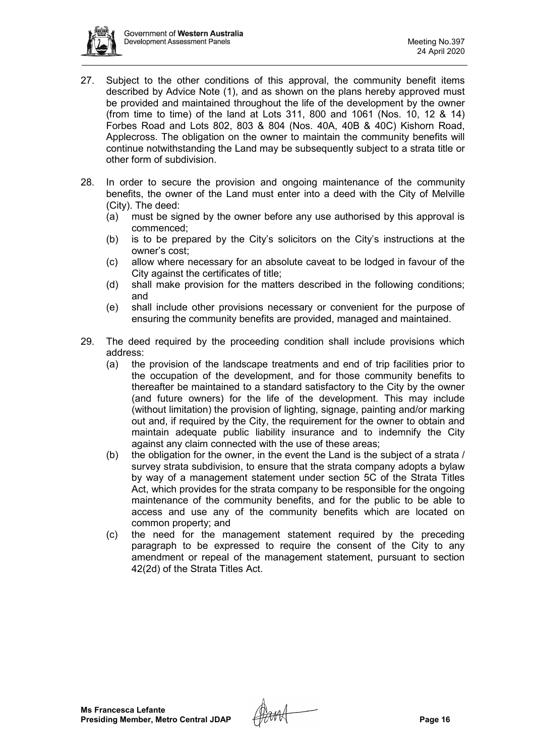27. Subject to the other conditions of this approval, the community benefit items described by Advice Note (1), and as shown on the plans hereby approved must be provided and maintained throughout the life of the development by the owner (from time to time) of the land at Lots 311, 800 and 1061 (Nos. 10, 12 & 14) Forbes Road and Lots 802, 803 & 804 (Nos. 40A, 40B & 40C) Kishorn Road, Applecross. The obligation on the owner to maintain the community benefits will continue notwithstanding the Land may be subsequently subject to a strata title or other form of subdivision.

28. In order to secure the provision and ongoing maintenance of the community benefits, the owner of the Land must enter into a deed with the City of Melville (City). The deed:
    (a) must be signed by the owner before any use authorised by this approval is commenced;
    (b) is to be prepared by the City's solicitors on the City's instructions at the owner's cost;
    (c) allow where necessary for an absolute caveat to be lodged in favour of the City against the certificates of title;
    (d) shall make provision for the matters described in the following conditions; and
    (e) shall include other provisions necessary or convenient for the purpose of ensuring the community benefits are provided, managed and maintained.

29. The deed required by the proceeding condition shall include provisions which address:
    (a) the provision of the landscape treatments and end of trip facilities prior to the occupation of the development, and for those community benefits to thereafter be maintained to a standard satisfactory to the City by the owner (and future owners) for the life of the development. This may include (without limitation) the provision of lighting, signage, painting and/or marking out and, if required by the City, the requirement for the owner to obtain and maintain adequate public liability insurance and to indemnify the City against any claim connected with the use of these areas;
    (b) the obligation for the owner, in the event the Land is the subject of a strata / survey strata subdivision, to ensure that the strata company adopts a bylaw by way of a management statement under section 5C of the Strata Titles Act, which provides for the strata company to be responsible for the ongoing maintenance of the community benefits, and for the public to be able to access and use any of the community benefits which are located on common property; and
    (c) the need for the management statement required by the preceding paragraph to be expressed to require the consent of the City to any amendment or repeal of the management statement, pursuant to section 42(2d) of the Strata Titles Act.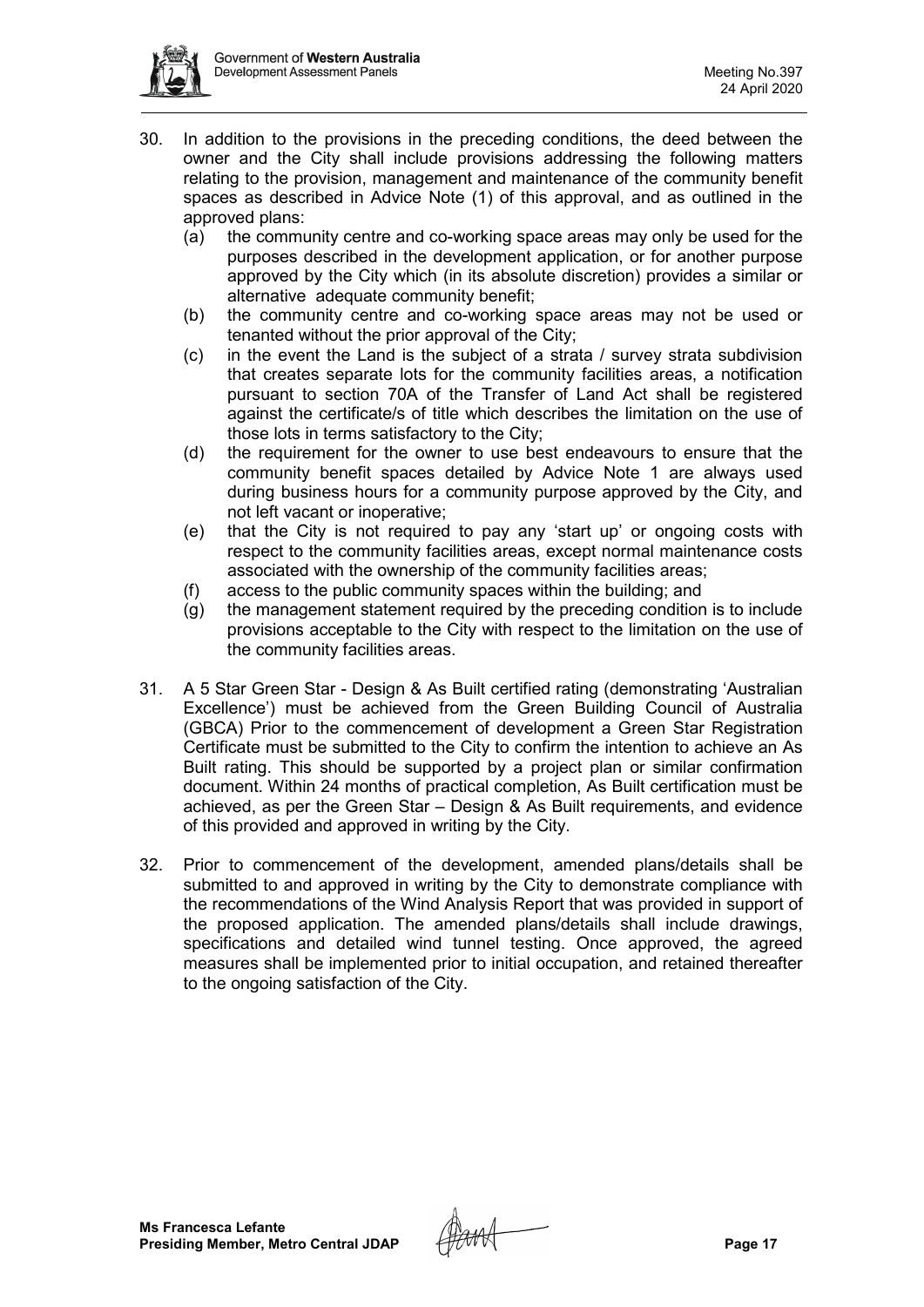30. In addition to the provisions in the preceding conditions, the deed between the owner and the City shall include provisions addressing the following matters relating to the provision, management and maintenance of the community benefit spaces as described in Advice Note (1) of this approval, and as outlined in the approved plans:
    (a) the community centre and co-working space areas may only be used for the purposes described in the development application, or for another purpose approved by the City which (in its absolute discretion) provides a similar or alternative adequate community benefit;
    (b) the community centre and co-working space areas may not be used or tenanted without the prior approval of the City;
    (c) in the event the Land is the subject of a strata / survey strata subdivision that creates separate lots for the community facilities areas, a notification pursuant to section 70A of the Transfer of Land Act shall be registered against the certificate/s of title which describes the limitation on the use of those lots in terms satisfactory to the City;
    (d) the requirement for the owner to use best endeavours to ensure that the community benefit spaces detailed by Advice Note 1 are always used during business hours for a community purpose approved by the City, and not left vacant or inoperative;
    (e) that the City is not required to pay any 'start up' or ongoing costs with respect to the community facilities areas, except normal maintenance costs associated with the ownership of the community facilities areas;
    (f) access to the public community spaces within the building; and
    (g) the management statement required by the preceding condition is to include provisions acceptable to the City with respect to the limitation on the use of the community facilities areas.

31. A 5 Star Green Star - Design & As Built certified rating (demonstrating 'Australian Excellence') must be achieved from the Green Building Council of Australia (GBCA) Prior to the commencement of development a Green Star Registration Certificate must be submitted to the City to confirm the intention to achieve an As Built rating. This should be supported by a project plan or similar confirmation document. Within 24 months of practical completion, As Built certification must be achieved, as per the Green Star – Design & As Built requirements, and evidence of this provided and approved in writing by the City.

32. Prior to commencement of the development, amended plans/details shall be submitted to and approved in writing by the City to demonstrate compliance with the recommendations of the Wind Analysis Report that was provided in support of the proposed application. The amended plans/details shall include drawings, specifications and detailed wind tunnel testing. Once approved, the agreed measures shall be implemented prior to initial occupation, and retained thereafter to the ongoing satisfaction of the City.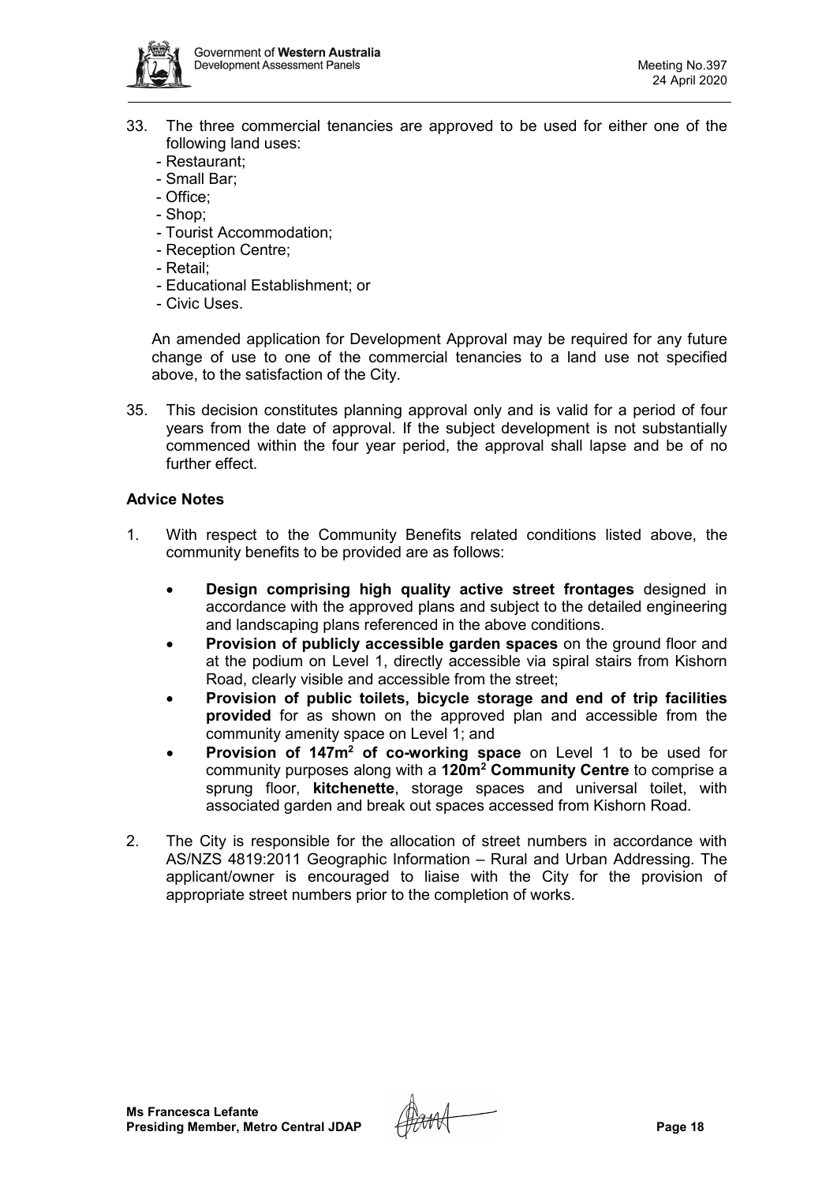33. The three commercial tenancies are approved to be used for either one of the following land uses:
    - Restaurant;
    - Small Bar;
    - Office;
    - Shop;
    - Tourist Accommodation;
    - Reception Centre;
    - Retail;
    - Educational Establishment; or
    - Civic Uses.

    An amended application for Development Approval may be required for any future change of use to one of the commercial tenancies to a land use not specified above, to the satisfaction of the City.

35. This decision constitutes planning approval only and is valid for a period of four years from the date of approval. If the subject development is not substantially commenced within the four year period, the approval shall lapse and be of no further effect.

**Advice Notes**

1. With respect to the Community Benefits related conditions listed above, the community benefits to be provided are as follows:

    - **Design comprising high quality active street frontages** designed in accordance with the approved plans and subject to the detailed engineering and landscaping plans referenced in the above conditions.
    - **Provision of publicly accessible garden spaces** on the ground floor and at the podium on Level 1, directly accessible via spiral stairs from Kishorn Road, clearly visible and accessible from the street;
    - **Provision of public toilets, bicycle storage and end of trip facilities provided** for as shown on the approved plan and accessible from the community amenity space on Level 1; and
    - **Provision of 147m$^2$ of co-working space** on Level 1 to be used for community purposes along with a **120m$^2$ Community Centre** to comprise a sprung floor, **kitchenette**, storage spaces and universal toilet, with associated garden and break out spaces accessed from Kishorn Road.

2. The City is responsible for the allocation of street numbers in accordance with AS/NZS 4819:2011 Geographic Information – Rural and Urban Addressing. The applicant/owner is encouraged to liaise with the City for the provision of appropriate street numbers prior to the completion of works.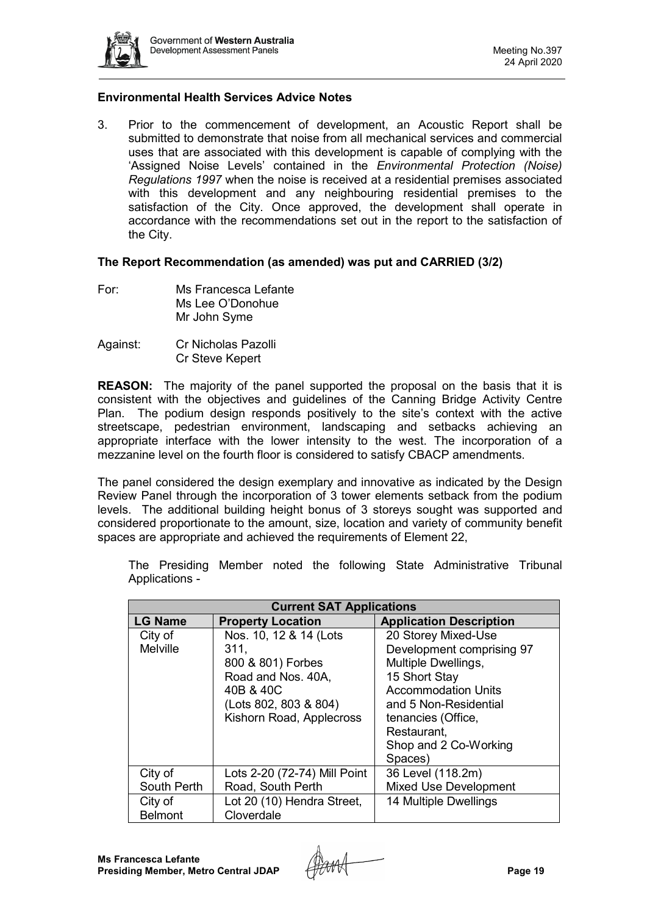**Environmental Health Services Advice Notes**

3. Prior to the commencement of development, an Acoustic Report shall be submitted to demonstrate that noise from all mechanical services and commercial uses that are associated with this development is capable of complying with the 'Assigned Noise Levels' contained in the *Environmental Protection (Noise) Regulations 1997* when the noise is received at a residential premises associated with this development and any neighbouring residential premises to the satisfaction of the City. Once approved, the development shall operate in accordance with the recommendations set out in the report to the satisfaction of the City.

**The Report Recommendation (as amended) was put and CARRIED (3/2)**

For: Ms Francesca Lefante
Ms Lee O'Donohue
Mr John Syme

Against: Cr Nicholas Pazolli
Cr Steve Kepert

**REASON:** The majority of the panel supported the proposal on the basis that it is consistent with the objectives and guidelines of the Canning Bridge Activity Centre Plan. The podium design responds positively to the site's context with the active streetscape, pedestrian environment, landscaping and setbacks achieving an appropriate interface with the lower intensity to the west. The incorporation of a mezzanine level on the fourth floor is considered to satisfy CBACP amendments.

The panel considered the design exemplary and innovative as indicated by the Design Review Panel through the incorporation of 3 tower elements setback from the podium levels. The additional building height bonus of 3 storeys sought was supported and considered proportionate to the amount, size, location and variety of community benefit spaces are appropriate and achieved the requirements of Element 22,

The Presiding Member noted the following State Administrative Tribunal Applications -

| **Current SAT Applications** | | |
|---|---|---|
| **LG Name** | **Property Location** | **Application Description** |
| City of Melville | Nos. 10, 12 & 14 (Lots 311, 800 & 801) Forbes Road and Nos. 40A, 40B & 40C (Lots 802, 803 & 804) Kishorn Road, Applecross | 20 Storey Mixed-Use Development comprising 97 Multiple Dwellings, 15 Short Stay Accommodation Units and 5 Non-Residential tenancies (Office, Restaurant, Shop and 2 Co-Working Spaces) |
| City of South Perth | Lots 2-20 (72-74) Mill Point Road, South Perth | 36 Level (118.2m) Mixed Use Development |
| City of Belmont | Lot 20 (10) Hendra Street, Cloverdale | 14 Multiple Dwellings |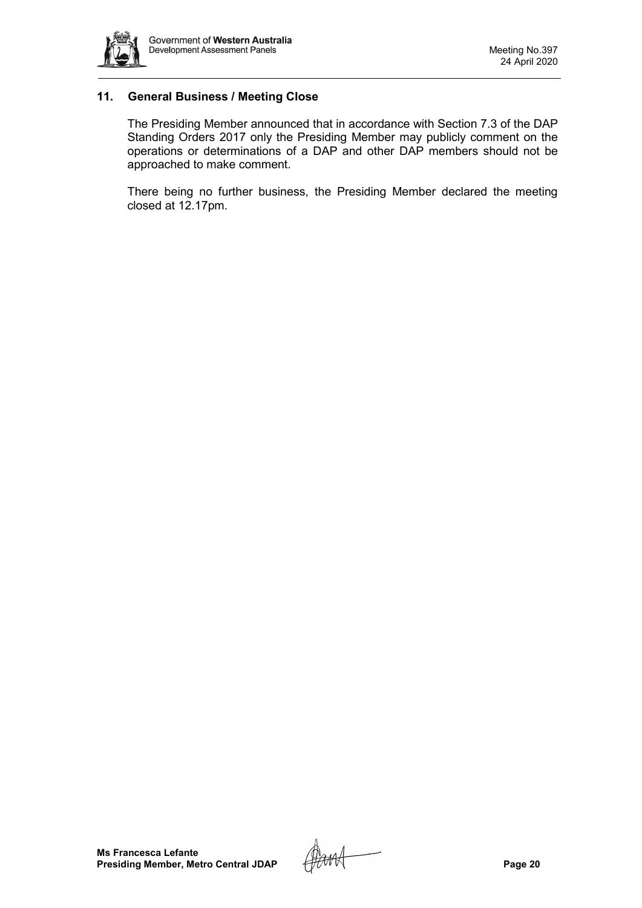## 11. General Business / Meeting Close

The Presiding Member announced that in accordance with Section 7.3 of the DAP Standing Orders 2017 only the Presiding Member may publicly comment on the operations or determinations of a DAP and other DAP members should not be approached to make comment.

There being no further business, the Presiding Member declared the meeting closed at 12.17pm.

**Ms Francesca Lefante**
**Presiding Member, Metro Central JDAP**